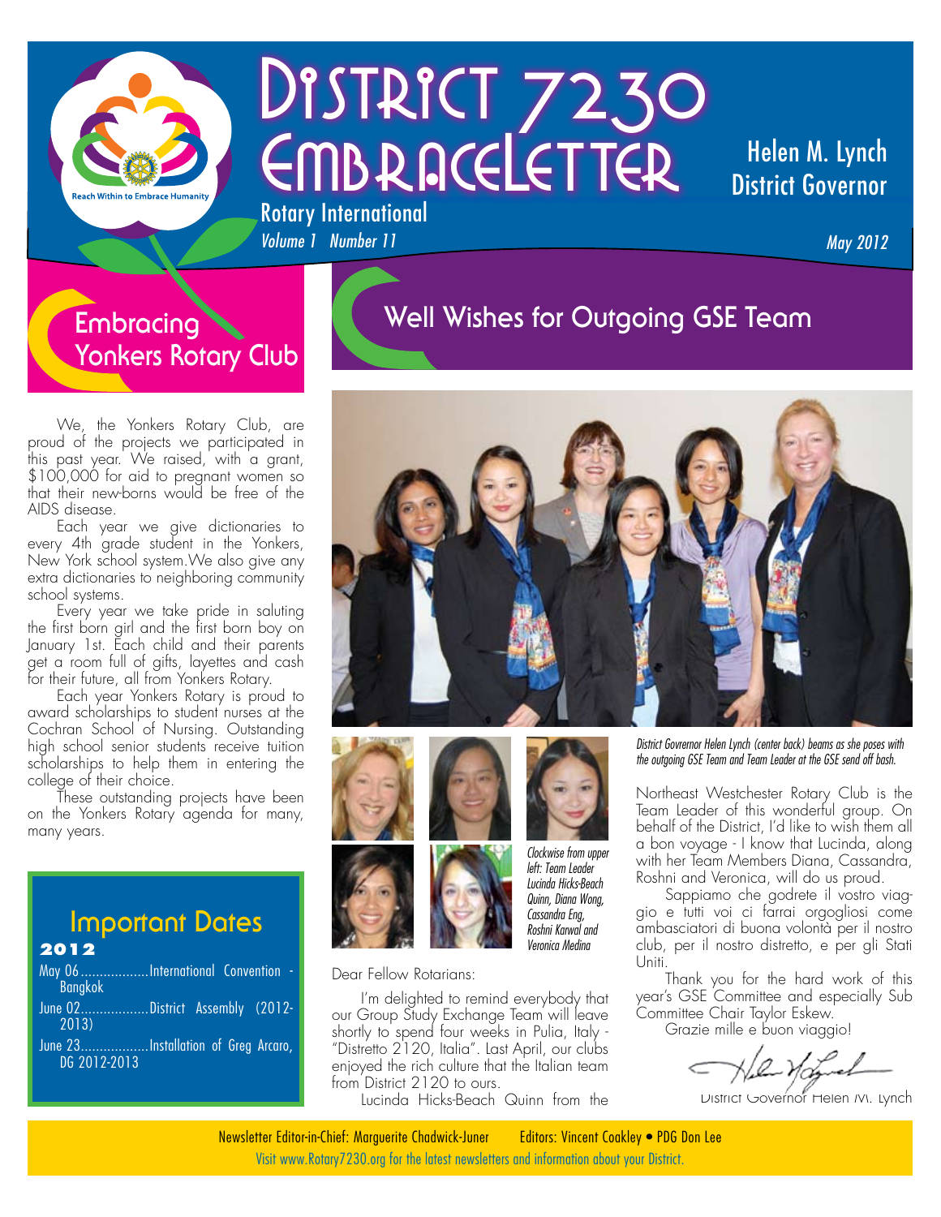# District 7230 EmbraceLetter

Rotary International

*Volume 1 Number 11*

Helen M. Lynch
District Governor

*May 2012*

Reach Within to Embrace Humanity

## Embracing Yonkers Rotary Club

We, the Yonkers Rotary Club, are proud of the projects we participated in this past year. We raised, with a grant, $100,000 for aid to pregnant women so that their new-borns would be free of the AIDS disease.

Each year we give dictionaries to every 4th grade student in the Yonkers, New York school system. We also give any extra dictionaries to neighboring community school systems.

Every year we take pride in saluting the first born girl and the first born boy on January 1st. Each child and their parents get a room full of gifts, layettes and cash for their future, all from Yonkers Rotary.

Each year Yonkers Rotary is proud to award scholarships to student nurses at the Cochran School of Nursing. Outstanding high school senior students receive tuition scholarships to help them in entering the college of their choice.

These outstanding projects have been on the Yonkers Rotary agenda for many, many years.

### Important Dates

**2012**

- May 06..................International Convention - Bangkok
- June 02..................District Assembly (2012-2013)
- June 23..................Installation of Greg Arcaro, DG 2012-2013

## Well Wishes for Outgoing GSE Team

*District Governor Helen Lynch (center back) beams as she poses with the outgoing GSE Team and Team Leader at the GSE send off bash.*

*Clockwise from upper left: Team Leader Lucinda Hicks-Beach Quinn, Diana Wong, Cassandra Eng, Roshni Karwal and Veronica Medina*

Dear Fellow Rotarians:

I'm delighted to remind everybody that our Group Study Exchange Team will leave shortly to spend four weeks in Pulia, Italy - "Distretto 2120, Italia". Last April, our clubs enjoyed the rich culture that the Italian team from District 2120 to ours.

Lucinda Hicks-Beach Quinn from the Northeast Westchester Rotary Club is the Team Leader of this wonderful group. On behalf of the District, I'd like to wish them all a bon voyage - I know that Lucinda, along with her Team Members Diana, Cassandra, Roshni and Veronica, will do us proud.

Sappiamo che godrete il vostro viaggio e tutti voi ci farrai orgogliosi come ambasciatori di buona volontà per il nostro club, per il nostro distretto, e per gli Stati Uniti.

Thank you for the hard work of this year's GSE Committee and especially Sub Committee Chair Taylor Eskew.

Grazie mille e buon viaggio!

District Governor Helen M. Lynch

Newsletter Editor-in-Chief: Marguerite Chadwick-Juner Editors: Vincent Coakley • PDG Don Lee

Visit www.Rotary7230.org for the latest newsletters and information about your District.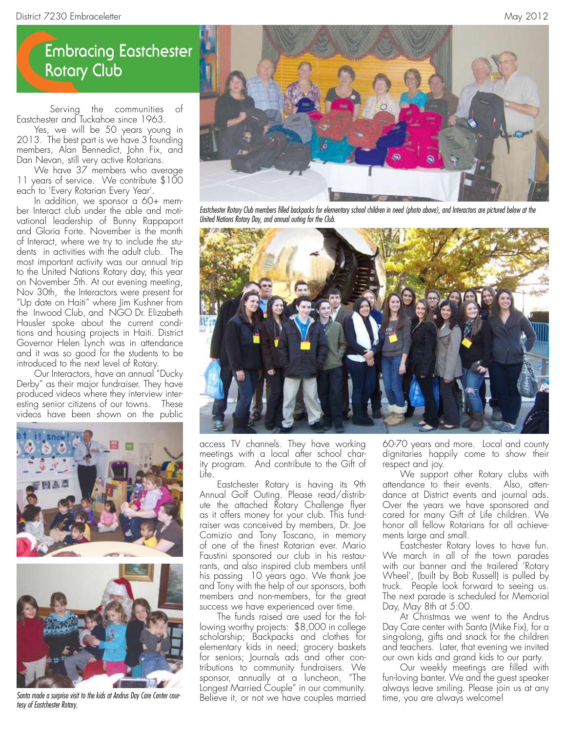# Embracing Eastchester Rotary Club

Serving the communities of Eastchester and Tuckahoe since 1963.

Yes, we will be 50 years young in 2013. The best part is we have 3 founding members, Alan Bennedict, John Fix, and Dan Nevan, still very active Rotarians.

We have 37 members who average 11 years of service. We contribute $100 each to 'Every Rotarian Every Year'.

In addition, we sponsor a 60+ member Interact club under the able and motivational leadership of Bunny Rappaport and Gloria Forte. November is the month of Interact, where we try to include the students in activities with the adult club. The most important activity was our annual trip to the United Nations Rotary day, this year on November 5th. At our evening meeting, Nov 30th, the Interactors were present for "Up date on Haiti" where Jim Kushner from the Inwood Club, and NGO Dr. Elizabeth Hausler spoke about the current conditions and housing projects in Haiti. District Governor Helen Lynch was in attendance and it was so good for the students to be introduced to the next level of Rotary.

Our Interactors, have an annual "Ducky Derby" as their major fundraiser. They have produced videos where they interview interesting senior citizens of our towns. These videos have been shown on the public access TV channels. They have working meetings with a local after school charity program. And contribute to the Gift of Life.

*Santa made a surprise visit to the kids at Andrus Day Care Center courtesy of Eastchester Rotary.*

*Eastchester Rotary Club members filled backpacks for elementary school children in need (photo above), and Interactors are pictured below at the United Nations Rotary Day, and annual outing for the Club.*

Eastchester Rotary is having its 9th Annual Golf Outing. Please read/distribute the attached Rotary Challenge flyer as it offers money for your club. This fundraiser was conceived by members, Dr. Joe Comizio and Tony Toscano, in memory of one of the finest Rotarian ever. Mario Faustini sponsored our club in his restaurants, and also inspired club members until his passing 10 years ago. We thank Joe and Tony with the help of our sponsors, both members and non-members, for the great success we have experienced over time.

The funds raised are used for the following worthy projects: $8,000 in college scholarship; Backpacks and clothes for elementary kids in need; grocery baskets for seniors; Journals ads and other contributions to community fundraisers. We sponsor, annually at a luncheon, "The Longest Married Couple" in our community. Believe it, or not we have couples married 60-70 years and more. Local and county dignitaries happily come to show their respect and joy.

We support other Rotary clubs with attendance to their events. Also, attendance at District events and journal ads. Over the years we have sponsored and cared for many Gift of Life children. We honor all fellow Rotarians for all achievements large and small.

Eastchester Rotary loves to have fun. We march in all of the town parades with our banner and the trailered 'Rotary Wheel', (built by Bob Russell) is pulled by truck. People look forward to seeing us. The next parade is scheduled for Memorial Day, May 8th at 5:00.

At Christmas we went to the Andrus Day Care center with Santa (Mike Fix), for a sing-along, gifts and snack for the children and teachers. Later, that evening we invited our own kids and grand kids to our party.

Our weekly meetings are filled with fun-loving banter. We and the guest speaker always leave smiling. Please join us at any time, you are always welcome!